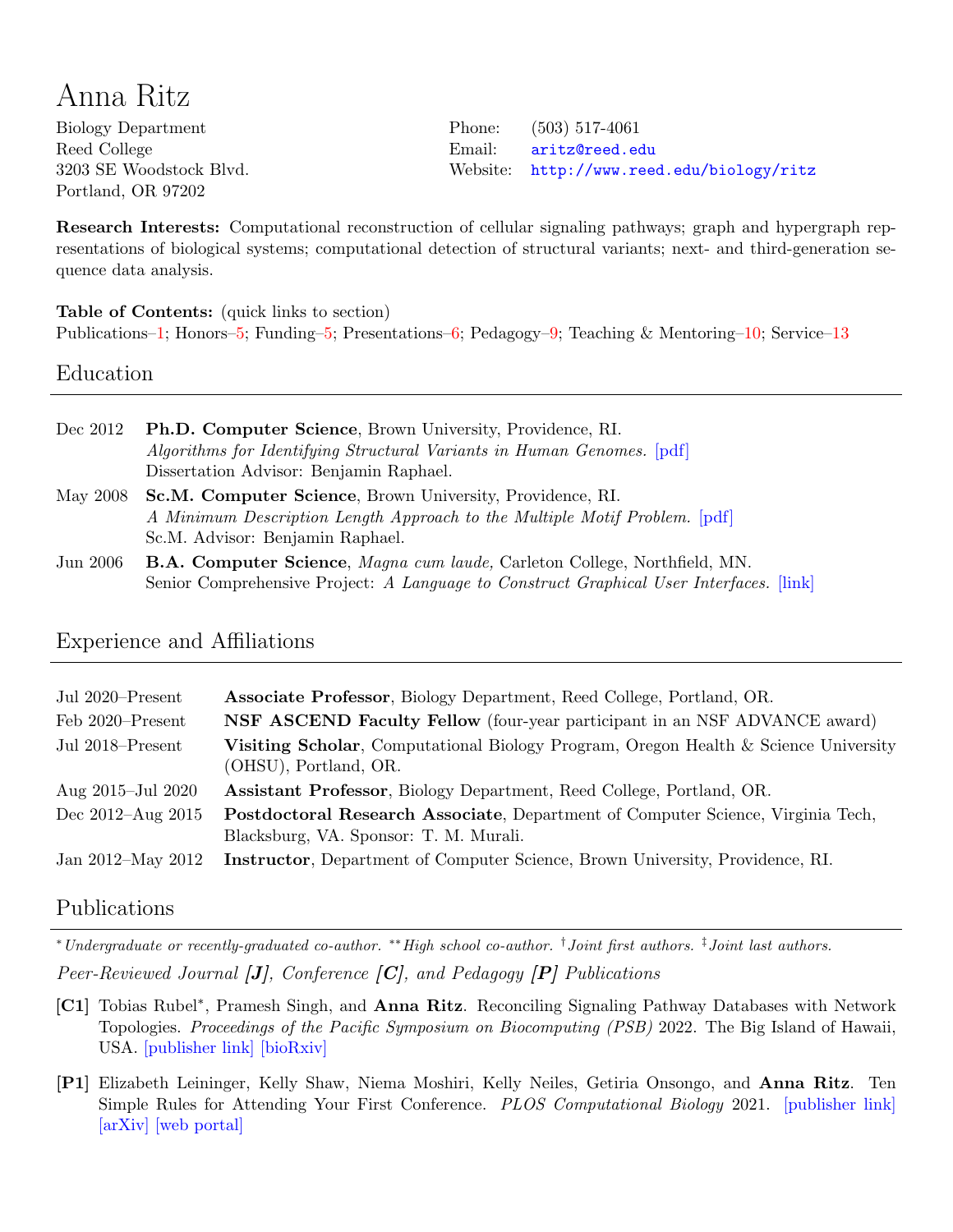# Anna Ritz

Biology Department
Reed College
3203 SE Woodstock Blvd.
Portland, OR 97202

Phone: (503) 517-4061
Email: aritz@reed.edu
Website: http://www.reed.edu/biology/ritz

**Research Interests:** Computational reconstruction of cellular signaling pathways; graph and hypergraph representations of biological systems; computational detection of structural variants; next- and third-generation sequence data analysis.

**Table of Contents:** (quick links to section)
Publications–1; Honors–5; Funding–5; Presentations–6; Pedagogy–9; Teaching & Mentoring–10; Service–13

## Education

| | |
|---|---|
| Dec 2012 | **Ph.D. Computer Science**, Brown University, Providence, RI. *Algorithms for Identifying Structural Variants in Human Genomes.* [pdf] Dissertation Advisor: Benjamin Raphael. |
| May 2008 | **Sc.M. Computer Science**, Brown University, Providence, RI. *A Minimum Description Length Approach to the Multiple Motif Problem.* [pdf] Sc.M. Advisor: Benjamin Raphael. |
| Jun 2006 | **B.A. Computer Science**, *Magna cum laude,* Carleton College, Northfield, MN. Senior Comprehensive Project: *A Language to Construct Graphical User Interfaces.* [link] |

## Experience and Affiliations

| | |
|---|---|
| Jul 2020–Present | **Associate Professor**, Biology Department, Reed College, Portland, OR. |
| Feb 2020–Present | **NSF ASCEND Faculty Fellow** (four-year participant in an NSF ADVANCE award) |
| Jul 2018–Present | **Visiting Scholar**, Computational Biology Program, Oregon Health & Science University (OHSU), Portland, OR. |
| Aug 2015–Jul 2020 | **Assistant Professor**, Biology Department, Reed College, Portland, OR. |
| Dec 2012–Aug 2015 | **Postdoctoral Research Associate**, Department of Computer Science, Virginia Tech, Blacksburg, VA. Sponsor: T. M. Murali. |
| Jan 2012–May 2012 | **Instructor**, Department of Computer Science, Brown University, Providence, RI. |

## Publications

*\* Undergraduate or recently-graduated co-author. \*\* High school co-author. † Joint first authors. ‡ Joint last authors.*

*Peer-Reviewed Journal **[J]**, Conference **[C]**, and Pedagogy **[P]** Publications*

**[C1]** Tobias Rubel*, Pramesh Singh, and **Anna Ritz**. Reconciling Signaling Pathway Databases with Network Topologies. *Proceedings of the Pacific Symposium on Biocomputing (PSB)* 2022. The Big Island of Hawaii, USA. [publisher link] [bioRxiv]

**[P1]** Elizabeth Leininger, Kelly Shaw, Niema Moshiri, Kelly Neiles, Getiria Onsongo, and **Anna Ritz**. Ten Simple Rules for Attending Your First Conference. *PLOS Computational Biology* 2021. [publisher link] [arXiv] [web portal]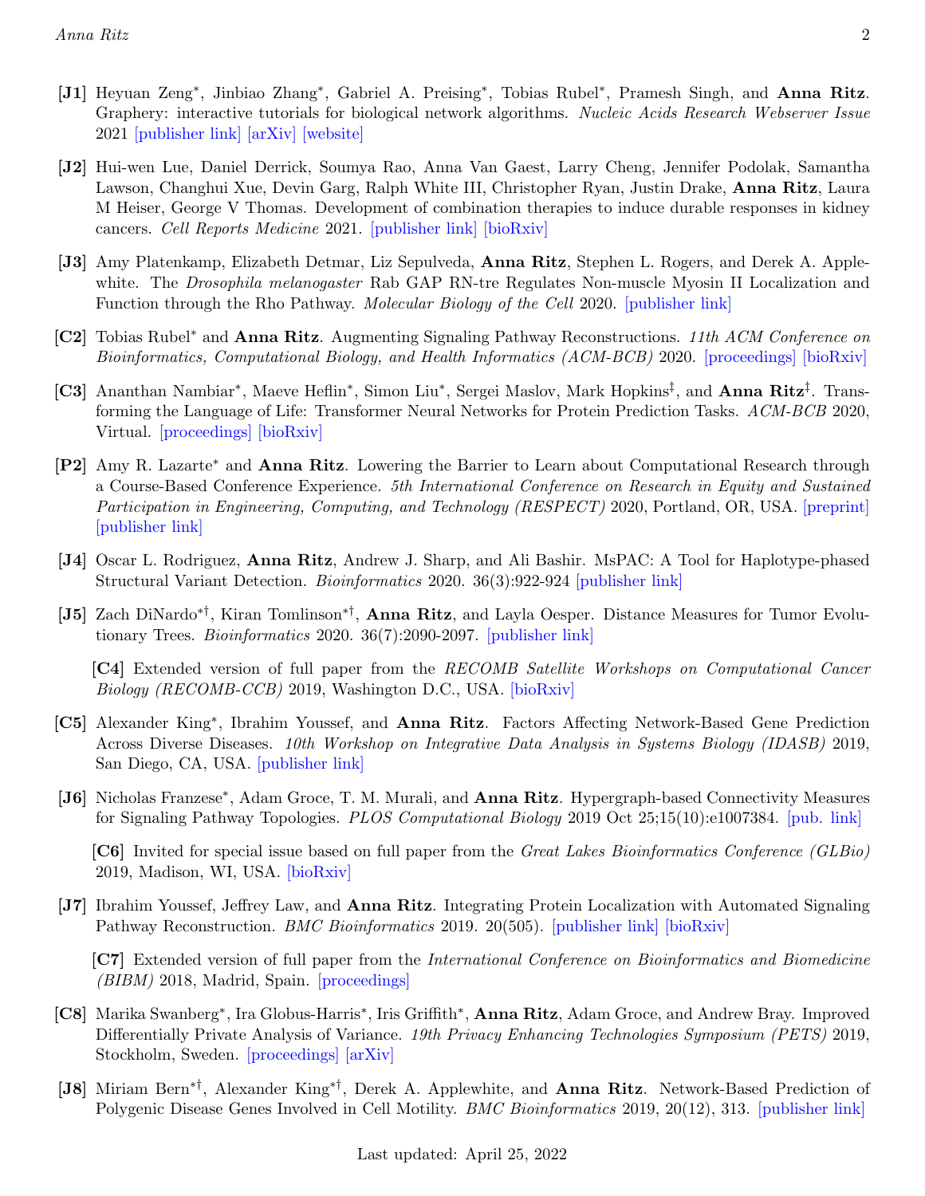- **[J1]** Heyuan Zeng*, Jinbiao Zhang*, Gabriel A. Preising*, Tobias Rubel*, Pramesh Singh, and **Anna Ritz**. Graphery: interactive tutorials for biological network algorithms. *Nucleic Acids Research Webserver Issue* 2021 [publisher link] [arXiv] [website]

- **[J2]** Hui-wen Lue, Daniel Derrick, Soumya Rao, Anna Van Gaest, Larry Cheng, Jennifer Podolak, Samantha Lawson, Changhui Xue, Devin Garg, Ralph White III, Christopher Ryan, Justin Drake, **Anna Ritz**, Laura M Heiser, George V Thomas. Development of combination therapies to induce durable responses in kidney cancers. *Cell Reports Medicine* 2021. [publisher link] [bioRxiv]

- **[J3]** Amy Platenkamp, Elizabeth Detmar, Liz Sepulveda, **Anna Ritz**, Stephen L. Rogers, and Derek A. Applewhite. The *Drosophila melanogaster* Rab GAP RN-tre Regulates Non-muscle Myosin II Localization and Function through the Rho Pathway. *Molecular Biology of the Cell* 2020. [publisher link]

- **[C2]** Tobias Rubel* and **Anna Ritz**. Augmenting Signaling Pathway Reconstructions. *11th ACM Conference on Bioinformatics, Computational Biology, and Health Informatics (ACM-BCB)* 2020. [proceedings] [bioRxiv]

- **[C3]** Ananthan Nambiar*, Maeve Heflin*, Simon Liu*, Sergei Maslov, Mark Hopkins‡, and **Anna Ritz**‡. Transforming the Language of Life: Transformer Neural Networks for Protein Prediction Tasks. *ACM-BCB* 2020, Virtual. [proceedings] [bioRxiv]

- **[P2]** Amy R. Lazarte* and **Anna Ritz**. Lowering the Barrier to Learn about Computational Research through a Course-Based Conference Experience. *5th International Conference on Research in Equity and Sustained Participation in Engineering, Computing, and Technology (RESPECT)* 2020, Portland, OR, USA. [preprint] [publisher link]

- **[J4]** Oscar L. Rodriguez, **Anna Ritz**, Andrew J. Sharp, and Ali Bashir. MsPAC: A Tool for Haplotype-phased Structural Variant Detection. *Bioinformatics* 2020. 36(3):922-924 [publisher link]

- **[J5]** Zach DiNardo*†, Kiran Tomlinson*†, **Anna Ritz**, and Layla Oesper. Distance Measures for Tumor Evolutionary Trees. *Bioinformatics* 2020. 36(7):2090-2097. [publisher link]

  **[C4]** Extended version of full paper from the *RECOMB Satellite Workshops on Computational Cancer Biology (RECOMB-CCB)* 2019, Washington D.C., USA. [bioRxiv]

- **[C5]** Alexander King*, Ibrahim Youssef, and **Anna Ritz**. Factors Affecting Network-Based Gene Prediction Across Diverse Diseases. *10th Workshop on Integrative Data Analysis in Systems Biology (IDASB)* 2019, San Diego, CA, USA. [publisher link]

- **[J6]** Nicholas Franzese*, Adam Groce, T. M. Murali, and **Anna Ritz**. Hypergraph-based Connectivity Measures for Signaling Pathway Topologies. *PLOS Computational Biology* 2019 Oct 25;15(10):e1007384. [pub. link]

  **[C6]** Invited for special issue based on full paper from the *Great Lakes Bioinformatics Conference (GLBio)* 2019, Madison, WI, USA. [bioRxiv]

- **[J7]** Ibrahim Youssef, Jeffrey Law, and **Anna Ritz**. Integrating Protein Localization with Automated Signaling Pathway Reconstruction. *BMC Bioinformatics* 2019. 20(505). [publisher link] [bioRxiv]

  **[C7]** Extended version of full paper from the *International Conference on Bioinformatics and Biomedicine (BIBM)* 2018, Madrid, Spain. [proceedings]

- **[C8]** Marika Swanberg*, Ira Globus-Harris*, Iris Griffith*, **Anna Ritz**, Adam Groce, and Andrew Bray. Improved Differentially Private Analysis of Variance. *19th Privacy Enhancing Technologies Symposium (PETS)* 2019, Stockholm, Sweden. [proceedings] [arXiv]

- **[J8]** Miriam Bern*†, Alexander King*†, Derek A. Applewhite, and **Anna Ritz**. Network-Based Prediction of Polygenic Disease Genes Involved in Cell Motility. *BMC Bioinformatics* 2019, 20(12), 313. [publisher link]

Last updated: April 25, 2022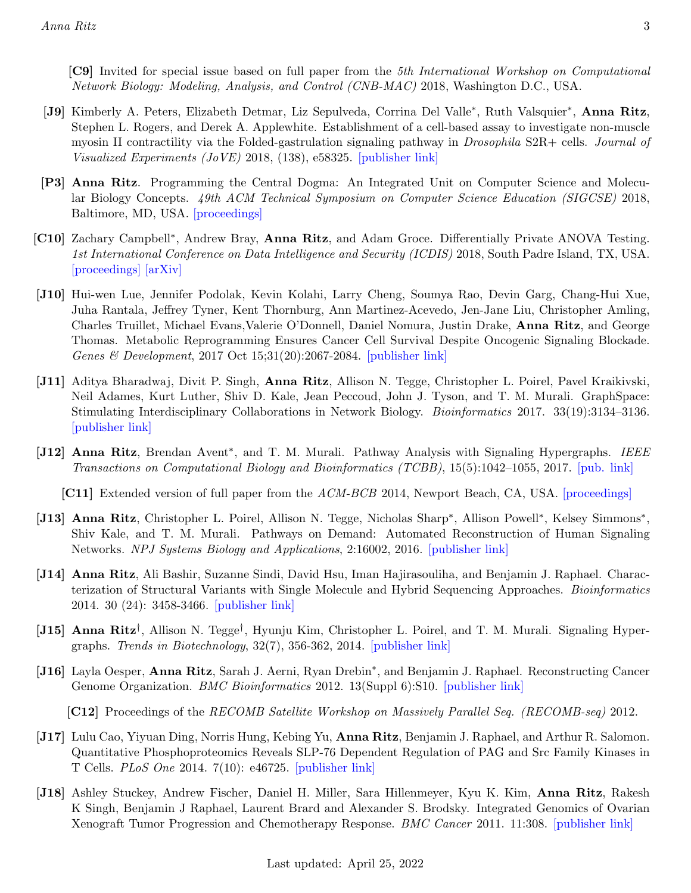**[C9]** Invited for special issue based on full paper from the *5th International Workshop on Computational Network Biology: Modeling, Analysis, and Control (CNB-MAC)* 2018, Washington D.C., USA.

**[J9]** Kimberly A. Peters, Elizabeth Detmar, Liz Sepulveda, Corrina Del Valle*, Ruth Valsquier*, **Anna Ritz**, Stephen L. Rogers, and Derek A. Applewhite. Establishment of a cell-based assay to investigate non-muscle myosin II contractility via the Folded-gastrulation signaling pathway in *Drosophila* S2R+ cells. *Journal of Visualized Experiments (JoVE)* 2018, (138), e58325. [publisher link]

**[P3]** **Anna Ritz**. Programming the Central Dogma: An Integrated Unit on Computer Science and Molecular Biology Concepts. *49th ACM Technical Symposium on Computer Science Education (SIGCSE)* 2018, Baltimore, MD, USA. [proceedings]

**[C10]** Zachary Campbell*, Andrew Bray, **Anna Ritz**, and Adam Groce. Differentially Private ANOVA Testing. *1st International Conference on Data Intelligence and Security (ICDIS)* 2018, South Padre Island, TX, USA. [proceedings] [arXiv]

**[J10]** Hui-wen Lue, Jennifer Podolak, Kevin Kolahi, Larry Cheng, Soumya Rao, Devin Garg, Chang-Hui Xue, Juha Rantala, Jeffrey Tyner, Kent Thornburg, Ann Martinez-Acevedo, Jen-Jane Liu, Christopher Amling, Charles Truillet, Michael Evans,Valerie O'Donnell, Daniel Nomura, Justin Drake, **Anna Ritz**, and George Thomas. Metabolic Reprogramming Ensures Cancer Cell Survival Despite Oncogenic Signaling Blockade. *Genes & Development*, 2017 Oct 15;31(20):2067-2084. [publisher link]

**[J11]** Aditya Bharadwaj, Divit P. Singh, **Anna Ritz**, Allison N. Tegge, Christopher L. Poirel, Pavel Kraikivski, Neil Adames, Kurt Luther, Shiv D. Kale, Jean Peccoud, John J. Tyson, and T. M. Murali. GraphSpace: Stimulating Interdisciplinary Collaborations in Network Biology. *Bioinformatics* 2017. 33(19):3134–3136. [publisher link]

**[J12]** **Anna Ritz**, Brendan Avent*, and T. M. Murali. Pathway Analysis with Signaling Hypergraphs. *IEEE Transactions on Computational Biology and Bioinformatics (TCBB)*, 15(5):1042–1055, 2017. [pub. link]

**[C11]** Extended version of full paper from the *ACM-BCB* 2014, Newport Beach, CA, USA. [proceedings]

**[J13]** **Anna Ritz**, Christopher L. Poirel, Allison N. Tegge, Nicholas Sharp*, Allison Powell*, Kelsey Simmons*, Shiv Kale, and T. M. Murali. Pathways on Demand: Automated Reconstruction of Human Signaling Networks. *NPJ Systems Biology and Applications*, 2:16002, 2016. [publisher link]

**[J14]** **Anna Ritz**, Ali Bashir, Suzanne Sindi, David Hsu, Iman Hajirasouliha, and Benjamin J. Raphael. Characterization of Structural Variants with Single Molecule and Hybrid Sequencing Approaches. *Bioinformatics* 2014. 30 (24): 3458-3466. [publisher link]

**[J15]** **Anna Ritz**†, Allison N. Tegge†, Hyunju Kim, Christopher L. Poirel, and T. M. Murali. Signaling Hypergraphs. *Trends in Biotechnology*, 32(7), 356-362, 2014. [publisher link]

**[J16]** Layla Oesper, **Anna Ritz**, Sarah J. Aerni, Ryan Drebin*, and Benjamin J. Raphael. Reconstructing Cancer Genome Organization. *BMC Bioinformatics* 2012. 13(Suppl 6):S10. [publisher link]

**[C12]** Proceedings of the *RECOMB Satellite Workshop on Massively Parallel Seq. (RECOMB-seq)* 2012.

**[J17]** Lulu Cao, Yiyuan Ding, Norris Hung, Kebing Yu, **Anna Ritz**, Benjamin J. Raphael, and Arthur R. Salomon. Quantitative Phosphoproteomics Reveals SLP-76 Dependent Regulation of PAG and Src Family Kinases in T Cells. *PLoS One* 2014. 7(10): e46725. [publisher link]

**[J18]** Ashley Stuckey, Andrew Fischer, Daniel H. Miller, Sara Hillenmeyer, Kyu K. Kim, **Anna Ritz**, Rakesh K Singh, Benjamin J Raphael, Laurent Brard and Alexander S. Brodsky. Integrated Genomics of Ovarian Xenograft Tumor Progression and Chemotherapy Response. *BMC Cancer* 2011. 11:308. [publisher link]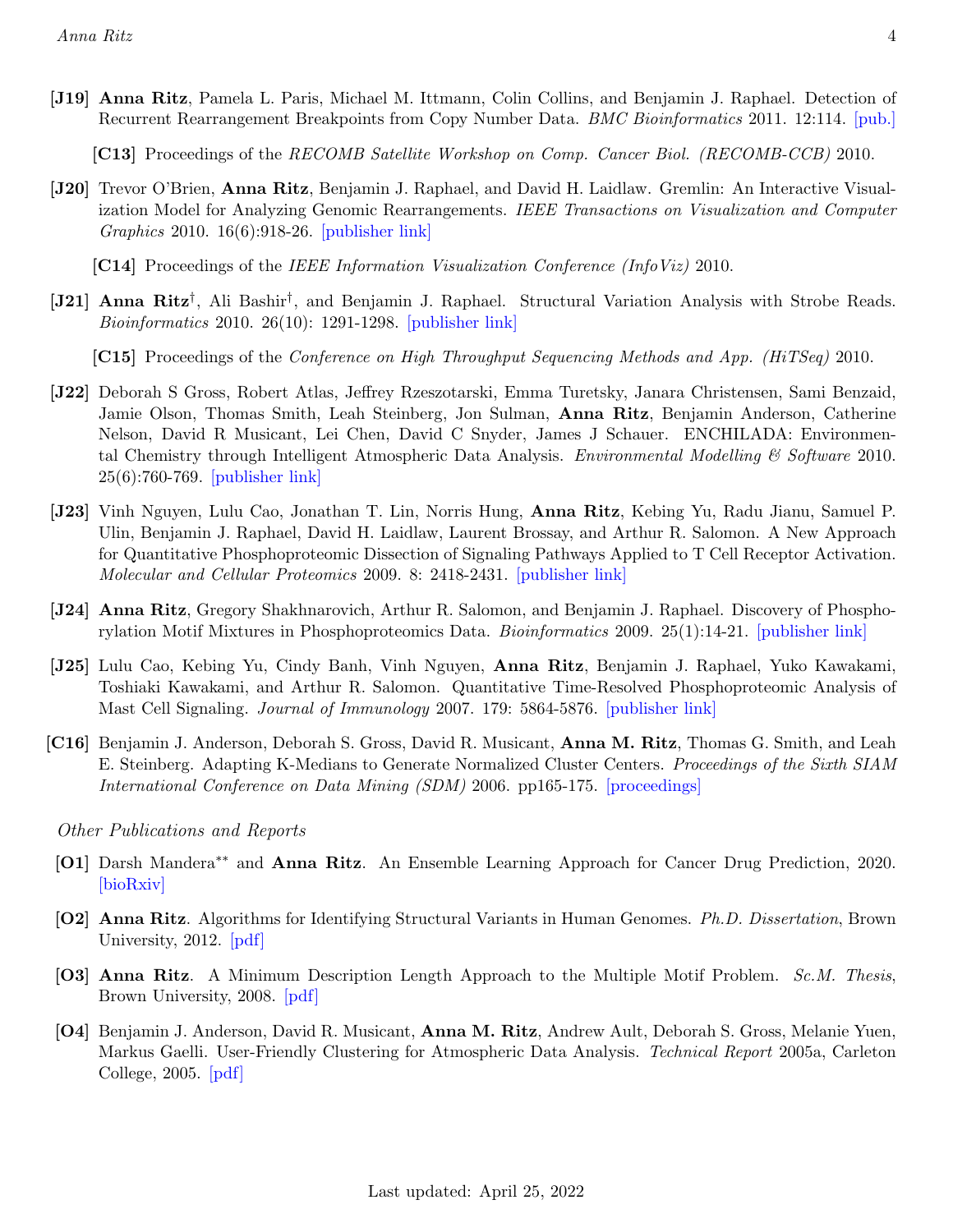**[J19]** **Anna Ritz**, Pamela L. Paris, Michael M. Ittmann, Colin Collins, and Benjamin J. Raphael. Detection of Recurrent Rearrangement Breakpoints from Copy Number Data. *BMC Bioinformatics* 2011. 12:114. [pub.]

**[C13]** Proceedings of the *RECOMB Satellite Workshop on Comp. Cancer Biol. (RECOMB-CCB)* 2010.

**[J20]** Trevor O'Brien, **Anna Ritz**, Benjamin J. Raphael, and David H. Laidlaw. Gremlin: An Interactive Visualization Model for Analyzing Genomic Rearrangements. *IEEE Transactions on Visualization and Computer Graphics* 2010. 16(6):918-26. [publisher link]

**[C14]** Proceedings of the *IEEE Information Visualization Conference (InfoViz)* 2010.

**[J21]** **Anna Ritz**[†], Ali Bashir[†], and Benjamin J. Raphael. Structural Variation Analysis with Strobe Reads. *Bioinformatics* 2010. 26(10): 1291-1298. [publisher link]

**[C15]** Proceedings of the *Conference on High Throughput Sequencing Methods and App. (HiTSeq)* 2010.

**[J22]** Deborah S Gross, Robert Atlas, Jeffrey Rzeszotarski, Emma Turetsky, Janara Christensen, Sami Benzaid, Jamie Olson, Thomas Smith, Leah Steinberg, Jon Sulman, **Anna Ritz**, Benjamin Anderson, Catherine Nelson, David R Musicant, Lei Chen, David C Snyder, James J Schauer. ENCHILADA: Environmental Chemistry through Intelligent Atmospheric Data Analysis. *Environmental Modelling & Software* 2010. 25(6):760-769. [publisher link]

**[J23]** Vinh Nguyen, Lulu Cao, Jonathan T. Lin, Norris Hung, **Anna Ritz**, Kebing Yu, Radu Jianu, Samuel P. Ulin, Benjamin J. Raphael, David H. Laidlaw, Laurent Brossay, and Arthur R. Salomon. A New Approach for Quantitative Phosphoproteomic Dissection of Signaling Pathways Applied to T Cell Receptor Activation. *Molecular and Cellular Proteomics* 2009. 8: 2418-2431. [publisher link]

**[J24]** **Anna Ritz**, Gregory Shakhnarovich, Arthur R. Salomon, and Benjamin J. Raphael. Discovery of Phosphorylation Motif Mixtures in Phosphoproteomics Data. *Bioinformatics* 2009. 25(1):14-21. [publisher link]

**[J25]** Lulu Cao, Kebing Yu, Cindy Banh, Vinh Nguyen, **Anna Ritz**, Benjamin J. Raphael, Yuko Kawakami, Toshiaki Kawakami, and Arthur R. Salomon. Quantitative Time-Resolved Phosphoproteomic Analysis of Mast Cell Signaling. *Journal of Immunology* 2007. 179: 5864-5876. [publisher link]

**[C16]** Benjamin J. Anderson, Deborah S. Gross, David R. Musicant, **Anna M. Ritz**, Thomas G. Smith, and Leah E. Steinberg. Adapting K-Medians to Generate Normalized Cluster Centers. *Proceedings of the Sixth SIAM International Conference on Data Mining (SDM)* 2006. pp165-175. [proceedings]

*Other Publications and Reports*

**[O1]** Darsh Mandera[**] and **Anna Ritz**. An Ensemble Learning Approach for Cancer Drug Prediction, 2020. [bioRxiv]

**[O2]** **Anna Ritz**. Algorithms for Identifying Structural Variants in Human Genomes. *Ph.D. Dissertation*, Brown University, 2012. [pdf]

**[O3]** **Anna Ritz**. A Minimum Description Length Approach to the Multiple Motif Problem. *Sc.M. Thesis*, Brown University, 2008. [pdf]

**[O4]** Benjamin J. Anderson, David R. Musicant, **Anna M. Ritz**, Andrew Ault, Deborah S. Gross, Melanie Yuen, Markus Gaelli. User-Friendly Clustering for Atmospheric Data Analysis. *Technical Report* 2005a, Carleton College, 2005. [pdf]

Last updated: April 25, 2022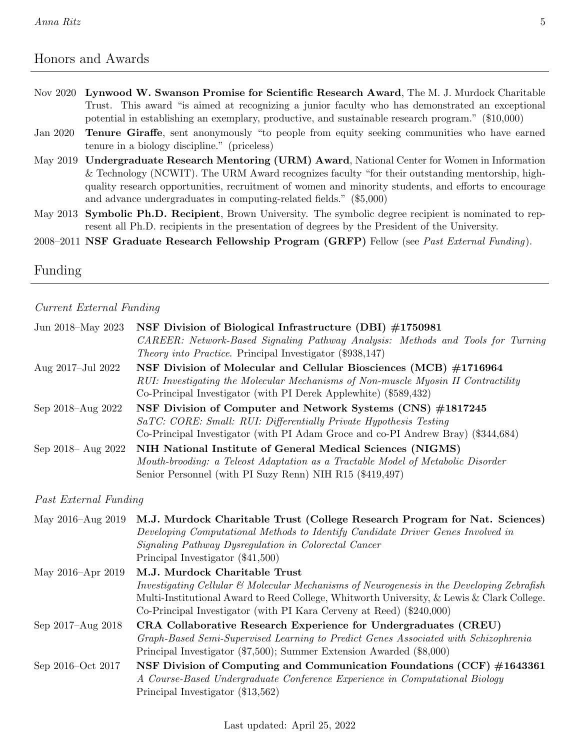## Honors and Awards

Nov 2020 **Lynwood W. Swanson Promise for Scientific Research Award**, The M. J. Murdock Charitable Trust. This award "is aimed at recognizing a junior faculty who has demonstrated an exceptional potential in establishing an exemplary, productive, and sustainable research program." ($10,000)

Jan 2020 **Tenure Giraffe**, sent anonymously "to people from equity seeking communities who have earned tenure in a biology discipline." (priceless)

May 2019 **Undergraduate Research Mentoring (URM) Award**, National Center for Women in Information & Technology (NCWIT). The URM Award recognizes faculty "for their outstanding mentorship, high-quality research opportunities, recruitment of women and minority students, and efforts to encourage and advance undergraduates in computing-related fields." ($5,000)

May 2013 **Symbolic Ph.D. Recipient**, Brown University. The symbolic degree recipient is nominated to represent all Ph.D. recipients in the presentation of degrees by the President of the University.

2008–2011 **NSF Graduate Research Fellowship Program (GRFP)** Fellow (see *Past External Funding*).

## Funding

### *Current External Funding*

Jun 2018–May 2023 **NSF Division of Biological Infrastructure (DBI) #1750981**
*CAREER: Network-Based Signaling Pathway Analysis: Methods and Tools for Turning Theory into Practice.* Principal Investigator ($938,147)

Aug 2017–Jul 2022 **NSF Division of Molecular and Cellular Biosciences (MCB) #1716964**
*RUI: Investigating the Molecular Mechanisms of Non-muscle Myosin II Contractility*
Co-Principal Investigator (with PI Derek Applewhite) ($589,432)

Sep 2018–Aug 2022 **NSF Division of Computer and Network Systems (CNS) #1817245**
*SaTC: CORE: Small: RUI: Differentially Private Hypothesis Testing*
Co-Principal Investigator (with PI Adam Groce and co-PI Andrew Bray) ($344,684)

Sep 2018– Aug 2022 **NIH National Institute of General Medical Sciences (NIGMS)**
*Mouth-brooding: a Teleost Adaptation as a Tractable Model of Metabolic Disorder*
Senior Personnel (with PI Suzy Renn) NIH R15 ($419,497)

### *Past External Funding*

May 2016–Aug 2019 **M.J. Murdock Charitable Trust (College Research Program for Nat. Sciences)**
*Developing Computational Methods to Identify Candidate Driver Genes Involved in Signaling Pathway Dysregulation in Colorectal Cancer*
Principal Investigator ($41,500)

May 2016–Apr 2019 **M.J. Murdock Charitable Trust**
*Investigating Cellular & Molecular Mechanisms of Neurogenesis in the Developing Zebrafish*
Multi-Institutional Award to Reed College, Whitworth University, & Lewis & Clark College.
Co-Principal Investigator (with PI Kara Cerveny at Reed) ($240,000)

Sep 2017–Aug 2018 **CRA Collaborative Research Experience for Undergraduates (CREU)**
*Graph-Based Semi-Supervised Learning to Predict Genes Associated with Schizophrenia*
Principal Investigator ($7,500); Summer Extension Awarded ($8,000)

Sep 2016–Oct 2017 **NSF Division of Computing and Communication Foundations (CCF) #1643361**
*A Course-Based Undergraduate Conference Experience in Computational Biology*
Principal Investigator ($13,562)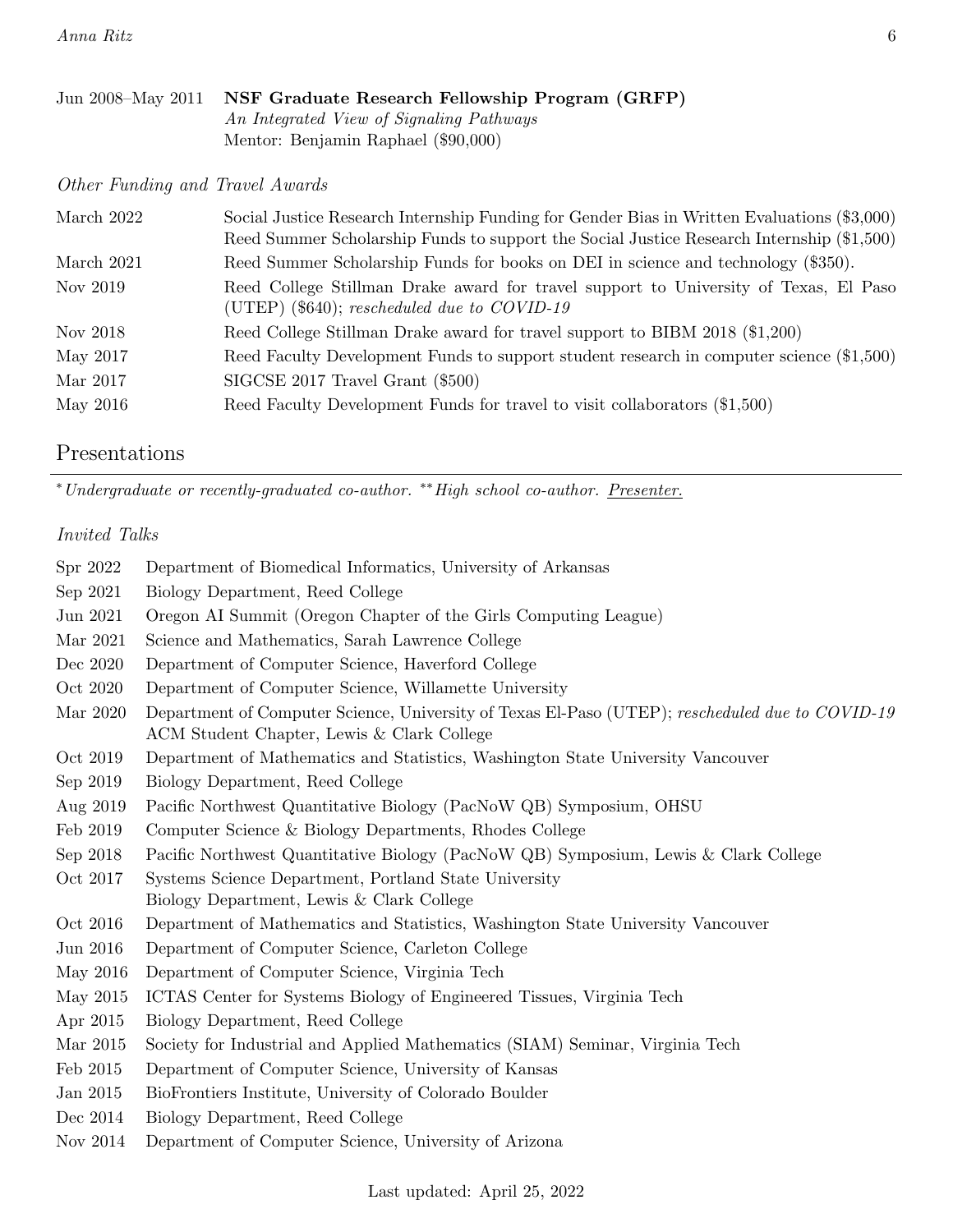Jun 2008–May 2011 **NSF Graduate Research Fellowship Program (GRFP)**
*An Integrated View of Signaling Pathways*
Mentor: Benjamin Raphael ($90,000)

*Other Funding and Travel Awards*

| | |
|---|---|
| March 2022 | Social Justice Research Internship Funding for Gender Bias in Written Evaluations ($3,000)<br>Reed Summer Scholarship Funds to support the Social Justice Research Internship ($1,500) |
| March 2021 | Reed Summer Scholarship Funds for books on DEI in science and technology ($350). |
| Nov 2019 | Reed College Stillman Drake award for travel support to University of Texas, El Paso (UTEP) ($640); *rescheduled due to COVID-19* |
| Nov 2018 | Reed College Stillman Drake award for travel support to BIBM 2018 ($1,200) |
| May 2017 | Reed Faculty Development Funds to support student research in computer science ($1,500) |
| Mar 2017 | SIGCSE 2017 Travel Grant ($500) |
| May 2016 | Reed Faculty Development Funds for travel to visit collaborators ($1,500) |

## Presentations

*Undergraduate or recently-graduated co-author. **High school co-author. Presenter.*

*Invited Talks*

| | |
|---|---|
| Spr 2022 | Department of Biomedical Informatics, University of Arkansas |
| Sep 2021 | Biology Department, Reed College |
| Jun 2021 | Oregon AI Summit (Oregon Chapter of the Girls Computing League) |
| Mar 2021 | Science and Mathematics, Sarah Lawrence College |
| Dec 2020 | Department of Computer Science, Haverford College |
| Oct 2020 | Department of Computer Science, Willamette University |
| Mar 2020 | Department of Computer Science, University of Texas El-Paso (UTEP); *rescheduled due to COVID-19*<br>ACM Student Chapter, Lewis & Clark College |
| Oct 2019 | Department of Mathematics and Statistics, Washington State University Vancouver |
| Sep 2019 | Biology Department, Reed College |
| Aug 2019 | Pacific Northwest Quantitative Biology (PacNoW QB) Symposium, OHSU |
| Feb 2019 | Computer Science & Biology Departments, Rhodes College |
| Sep 2018 | Pacific Northwest Quantitative Biology (PacNoW QB) Symposium, Lewis & Clark College |
| Oct 2017 | Systems Science Department, Portland State University<br>Biology Department, Lewis & Clark College |
| Oct 2016 | Department of Mathematics and Statistics, Washington State University Vancouver |
| Jun 2016 | Department of Computer Science, Carleton College |
| May 2016 | Department of Computer Science, Virginia Tech |
| May 2015 | ICTAS Center for Systems Biology of Engineered Tissues, Virginia Tech |
| Apr 2015 | Biology Department, Reed College |
| Mar 2015 | Society for Industrial and Applied Mathematics (SIAM) Seminar, Virginia Tech |
| Feb 2015 | Department of Computer Science, University of Kansas |
| Jan 2015 | BioFrontiers Institute, University of Colorado Boulder |
| Dec 2014 | Biology Department, Reed College |
| Nov 2014 | Department of Computer Science, University of Arizona |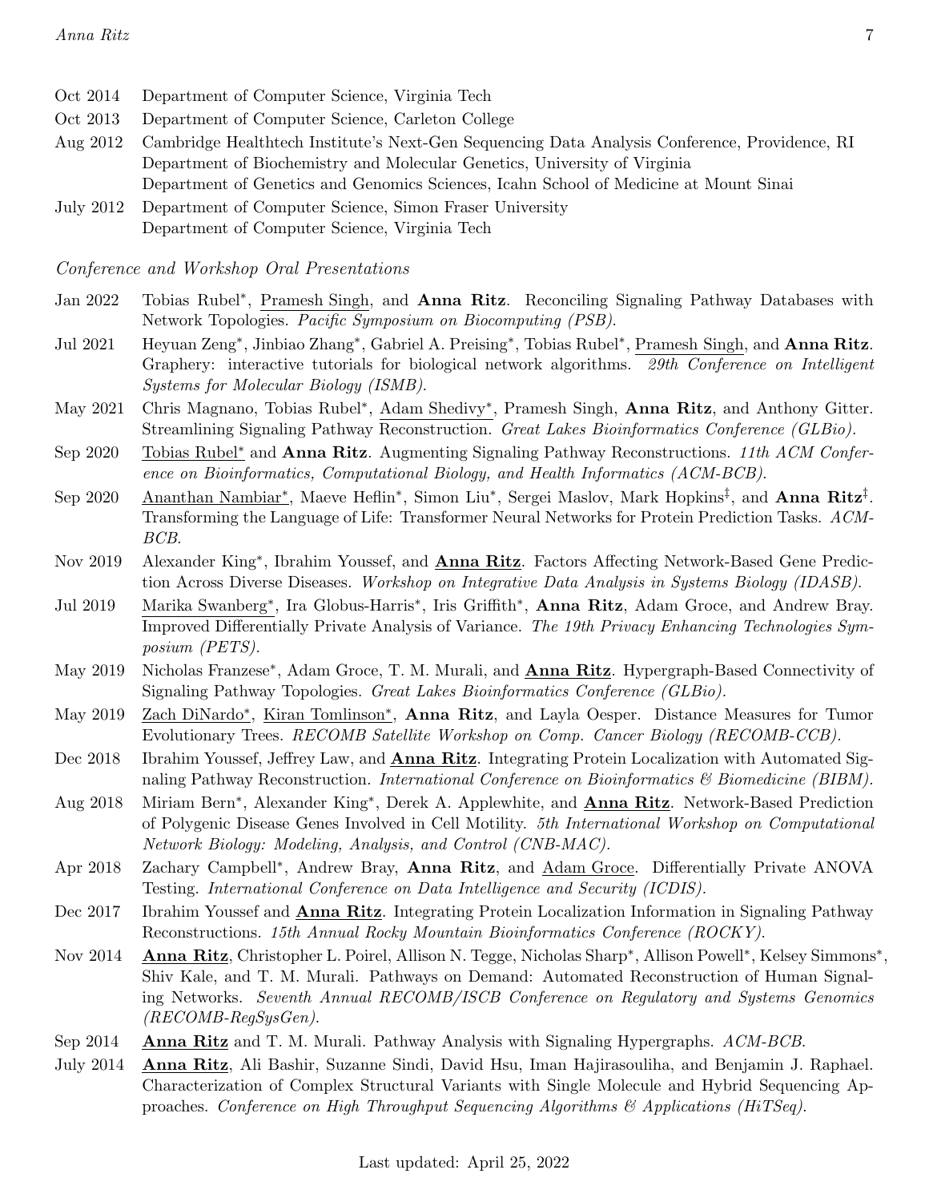Oct 2014 Department of Computer Science, Virginia Tech

Oct 2013 Department of Computer Science, Carleton College

Aug 2012 Cambridge Healthtech Institute's Next-Gen Sequencing Data Analysis Conference, Providence, RI
Department of Biochemistry and Molecular Genetics, University of Virginia
Department of Genetics and Genomics Sciences, Icahn School of Medicine at Mount Sinai

July 2012 Department of Computer Science, Simon Fraser University
Department of Computer Science, Virginia Tech

*Conference and Workshop Oral Presentations*

Jan 2022 Tobias Rubel*, Pramesh Singh, and **Anna Ritz**. Reconciling Signaling Pathway Databases with Network Topologies. *Pacific Symposium on Biocomputing (PSB).*

Jul 2021 Heyuan Zeng*, Jinbiao Zhang*, Gabriel A. Preising*, Tobias Rubel*, Pramesh Singh, and **Anna Ritz**. Graphery: interactive tutorials for biological network algorithms. *29th Conference on Intelligent Systems for Molecular Biology (ISMB).*

May 2021 Chris Magnano, Tobias Rubel*, Adam Shedivy*, Pramesh Singh, **Anna Ritz**, and Anthony Gitter. Streamlining Signaling Pathway Reconstruction. *Great Lakes Bioinformatics Conference (GLBio).*

Sep 2020 Tobias Rubel* and **Anna Ritz**. Augmenting Signaling Pathway Reconstructions. *11th ACM Conference on Bioinformatics, Computational Biology, and Health Informatics (ACM-BCB).*

Sep 2020 Ananthan Nambiar*, Maeve Heflin*, Simon Liu*, Sergei Maslov, Mark Hopkins‡, and **Anna Ritz**‡. Transforming the Language of Life: Transformer Neural Networks for Protein Prediction Tasks. *ACM-BCB.*

Nov 2019 Alexander King*, Ibrahim Youssef, and **Anna Ritz**. Factors Affecting Network-Based Gene Prediction Across Diverse Diseases. *Workshop on Integrative Data Analysis in Systems Biology (IDASB).*

Jul 2019 Marika Swanberg*, Ira Globus-Harris*, Iris Griffith*, **Anna Ritz**, Adam Groce, and Andrew Bray. Improved Differentially Private Analysis of Variance. *The 19th Privacy Enhancing Technologies Symposium (PETS).*

May 2019 Nicholas Franzese*, Adam Groce, T. M. Murali, and **Anna Ritz**. Hypergraph-Based Connectivity of Signaling Pathway Topologies. *Great Lakes Bioinformatics Conference (GLBio).*

May 2019 Zach DiNardo*, Kiran Tomlinson*, **Anna Ritz**, and Layla Oesper. Distance Measures for Tumor Evolutionary Trees. *RECOMB Satellite Workshop on Comp. Cancer Biology (RECOMB-CCB).*

Dec 2018 Ibrahim Youssef, Jeffrey Law, and **Anna Ritz**. Integrating Protein Localization with Automated Signaling Pathway Reconstruction. *International Conference on Bioinformatics & Biomedicine (BIBM).*

Aug 2018 Miriam Bern*, Alexander King*, Derek A. Applewhite, and **Anna Ritz**. Network-Based Prediction of Polygenic Disease Genes Involved in Cell Motility. *5th International Workshop on Computational Network Biology: Modeling, Analysis, and Control (CNB-MAC).*

Apr 2018 Zachary Campbell*, Andrew Bray, **Anna Ritz**, and Adam Groce. Differentially Private ANOVA Testing. *International Conference on Data Intelligence and Security (ICDIS).*

Dec 2017 Ibrahim Youssef and **Anna Ritz**. Integrating Protein Localization Information in Signaling Pathway Reconstructions. *15th Annual Rocky Mountain Bioinformatics Conference (ROCKY).*

Nov 2014 **Anna Ritz**, Christopher L. Poirel, Allison N. Tegge, Nicholas Sharp*, Allison Powell*, Kelsey Simmons*, Shiv Kale, and T. M. Murali. Pathways on Demand: Automated Reconstruction of Human Signaling Networks. *Seventh Annual RECOMB/ISCB Conference on Regulatory and Systems Genomics (RECOMB-RegSysGen).*

Sep 2014 **Anna Ritz** and T. M. Murali. Pathway Analysis with Signaling Hypergraphs. *ACM-BCB.*

July 2014 **Anna Ritz**, Ali Bashir, Suzanne Sindi, David Hsu, Iman Hajirasouliha, and Benjamin J. Raphael. Characterization of Complex Structural Variants with Single Molecule and Hybrid Sequencing Approaches. *Conference on High Throughput Sequencing Algorithms & Applications (HiTSeq).*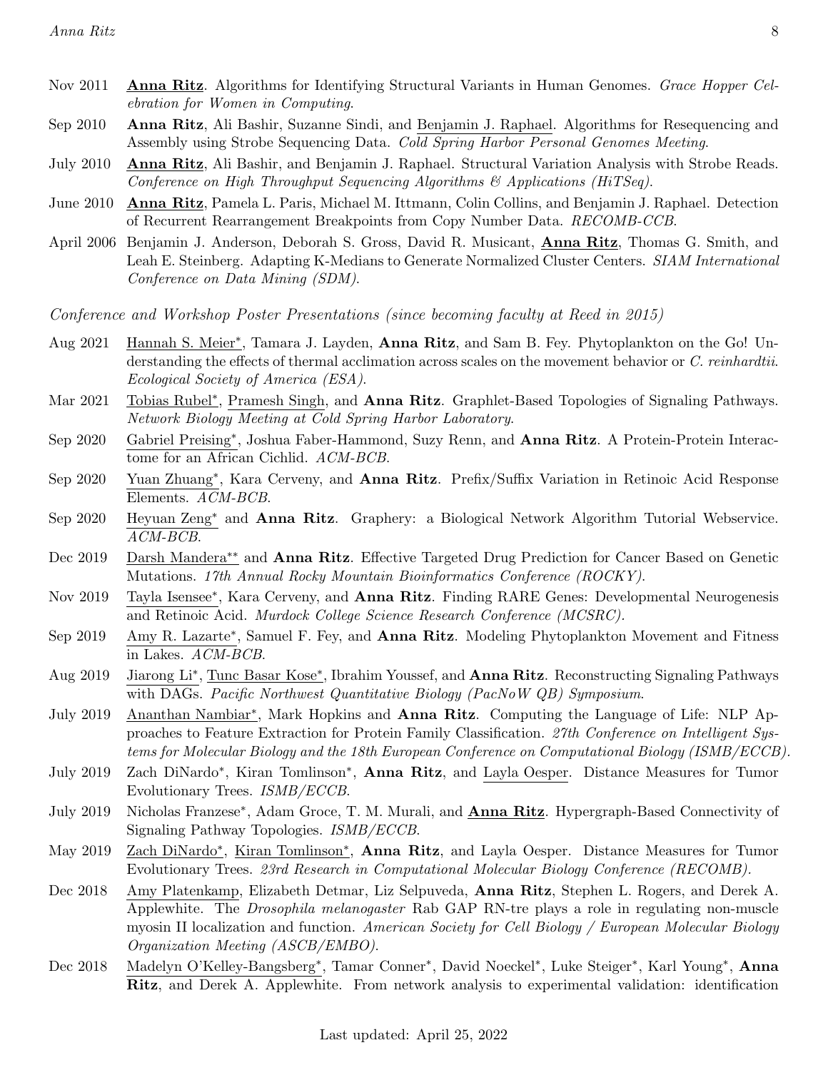Nov 2011 **Anna Ritz**. Algorithms for Identifying Structural Variants in Human Genomes. *Grace Hopper Celebration for Women in Computing*.

Sep 2010 **Anna Ritz**, Ali Bashir, Suzanne Sindi, and Benjamin J. Raphael. Algorithms for Resequencing and Assembly using Strobe Sequencing Data. *Cold Spring Harbor Personal Genomes Meeting*.

July 2010 **Anna Ritz**, Ali Bashir, and Benjamin J. Raphael. Structural Variation Analysis with Strobe Reads. *Conference on High Throughput Sequencing Algorithms & Applications (HiTSeq)*.

June 2010 **Anna Ritz**, Pamela L. Paris, Michael M. Ittmann, Colin Collins, and Benjamin J. Raphael. Detection of Recurrent Rearrangement Breakpoints from Copy Number Data. *RECOMB-CCB*.

April 2006 Benjamin J. Anderson, Deborah S. Gross, David R. Musicant, **Anna Ritz**, Thomas G. Smith, and Leah E. Steinberg. Adapting K-Medians to Generate Normalized Cluster Centers. *SIAM International Conference on Data Mining (SDM)*.

*Conference and Workshop Poster Presentations (since becoming faculty at Reed in 2015)*

Aug 2021 Hannah S. Meier*, Tamara J. Layden, **Anna Ritz**, and Sam B. Fey. Phytoplankton on the Go! Understanding the effects of thermal acclimation across scales on the movement behavior or *C. reinhardtii*. *Ecological Society of America (ESA)*.

Mar 2021 Tobias Rubel*, Pramesh Singh, and **Anna Ritz**. Graphlet-Based Topologies of Signaling Pathways. *Network Biology Meeting at Cold Spring Harbor Laboratory*.

Sep 2020 Gabriel Preising*, Joshua Faber-Hammond, Suzy Renn, and **Anna Ritz**. A Protein-Protein Interactome for an African Cichlid. *ACM-BCB*.

Sep 2020 Yuan Zhuang*, Kara Cerveny, and **Anna Ritz**. Prefix/Suffix Variation in Retinoic Acid Response Elements. *ACM-BCB*.

Sep 2020 Heyuan Zeng* and **Anna Ritz**. Graphery: a Biological Network Algorithm Tutorial Webservice. *ACM-BCB*.

Dec 2019 Darsh Mandera** and **Anna Ritz**. Effective Targeted Drug Prediction for Cancer Based on Genetic Mutations. *17th Annual Rocky Mountain Bioinformatics Conference (ROCKY)*.

Nov 2019 Tayla Isensee*, Kara Cerveny, and **Anna Ritz**. Finding RARE Genes: Developmental Neurogenesis and Retinoic Acid. *Murdock College Science Research Conference (MCSRC)*.

Sep 2019 Amy R. Lazarte*, Samuel F. Fey, and **Anna Ritz**. Modeling Phytoplankton Movement and Fitness in Lakes. *ACM-BCB*.

Aug 2019 Jiarong Li*, Tunc Basar Kose*, Ibrahim Youssef, and **Anna Ritz**. Reconstructing Signaling Pathways with DAGs. *Pacific Northwest Quantitative Biology (PacNoW QB) Symposium*.

July 2019 Ananthan Nambiar*, Mark Hopkins and **Anna Ritz**. Computing the Language of Life: NLP Approaches to Feature Extraction for Protein Family Classification. *27th Conference on Intelligent Systems for Molecular Biology and the 18th European Conference on Computational Biology (ISMB/ECCB)*.

July 2019 Zach DiNardo*, Kiran Tomlinson*, **Anna Ritz**, and Layla Oesper. Distance Measures for Tumor Evolutionary Trees. *ISMB/ECCB*.

July 2019 Nicholas Franzese*, Adam Groce, T. M. Murali, and **Anna Ritz**. Hypergraph-Based Connectivity of Signaling Pathway Topologies. *ISMB/ECCB*.

May 2019 Zach DiNardo*, Kiran Tomlinson*, **Anna Ritz**, and Layla Oesper. Distance Measures for Tumor Evolutionary Trees. *23rd Research in Computational Molecular Biology Conference (RECOMB)*.

Dec 2018 Amy Platenkamp, Elizabeth Detmar, Liz Selpuveda, **Anna Ritz**, Stephen L. Rogers, and Derek A. Applewhite. The *Drosophila melanogaster* Rab GAP RN-tre plays a role in regulating non-muscle myosin II localization and function. *American Society for Cell Biology / European Molecular Biology Organization Meeting (ASCB/EMBO)*.

Dec 2018 Madelyn O'Kelley-Bangsberg*, Tamar Conner*, David Noeckel*, Luke Steiger*, Karl Young*, **Anna Ritz**, and Derek A. Applewhite. From network analysis to experimental validation: identification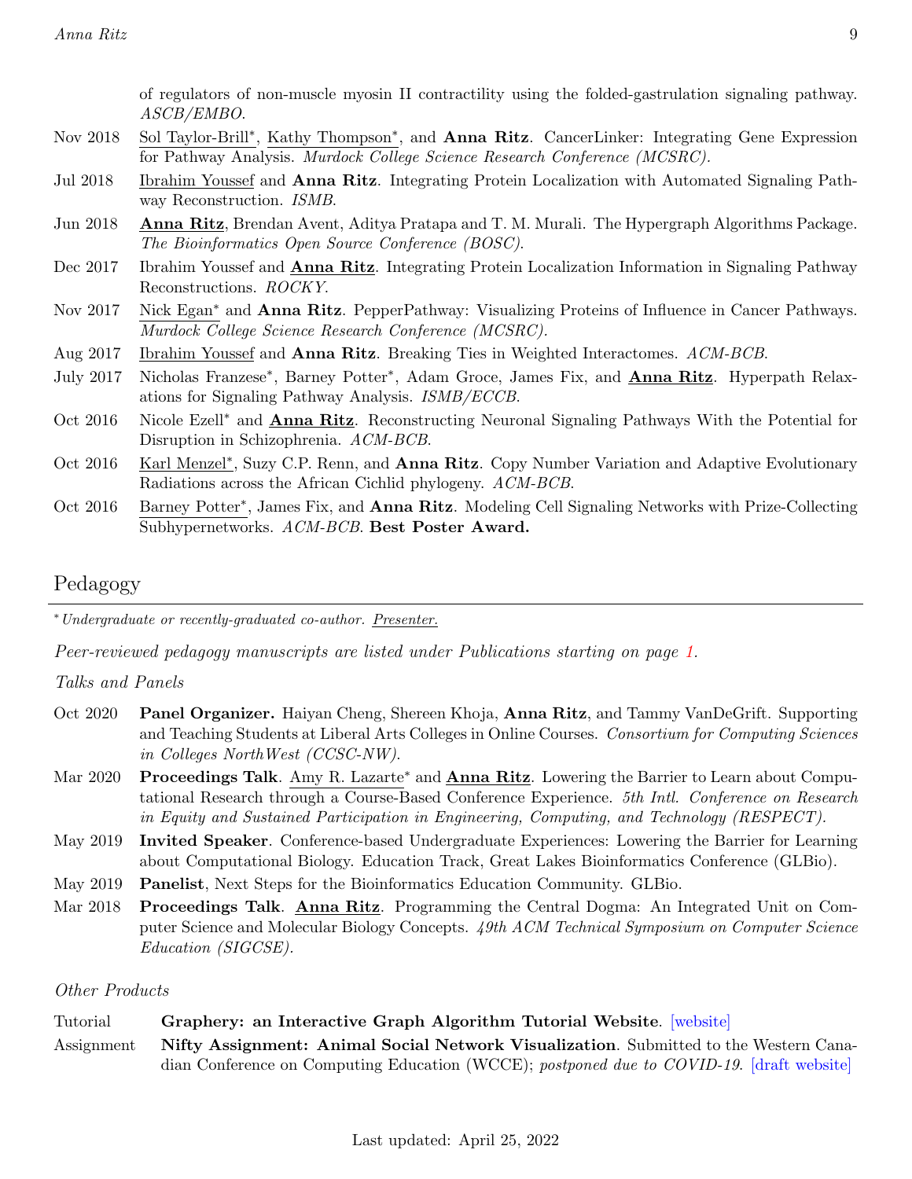of regulators of non-muscle myosin II contractility using the folded-gastrulation signaling pathway. *ASCB/EMBO*.

| | |
|---|---|
| Nov 2018 | <u>Sol Taylor-Brill</u>*, <u>Kathy Thompson</u>*, and **Anna Ritz**. CancerLinker: Integrating Gene Expression for Pathway Analysis. *Murdock College Science Research Conference (MCSRC).* |
| Jul 2018 | <u>Ibrahim Youssef</u> and **Anna Ritz**. Integrating Protein Localization with Automated Signaling Pathway Reconstruction. *ISMB*. |
| Jun 2018 | <u>**Anna Ritz**</u>, Brendan Avent, Aditya Pratapa and T. M. Murali. The Hypergraph Algorithms Package. *The Bioinformatics Open Source Conference (BOSC).* |
| Dec 2017 | Ibrahim Youssef and <u>**Anna Ritz**</u>. Integrating Protein Localization Information in Signaling Pathway Reconstructions. *ROCKY*. |
| Nov 2017 | <u>Nick Egan</u>* and **Anna Ritz**. PepperPathway: Visualizing Proteins of Influence in Cancer Pathways. *Murdock College Science Research Conference (MCSRC).* |
| Aug 2017 | <u>Ibrahim Youssef</u> and **Anna Ritz**. Breaking Ties in Weighted Interactomes. *ACM-BCB*. |
| July 2017 | Nicholas Franzese*, Barney Potter*, Adam Groce, James Fix, and <u>**Anna Ritz**</u>. Hyperpath Relaxations for Signaling Pathway Analysis. *ISMB/ECCB*. |
| Oct 2016 | Nicole Ezell* and <u>**Anna Ritz**</u>. Reconstructing Neuronal Signaling Pathways With the Potential for Disruption in Schizophrenia. *ACM-BCB*. |
| Oct 2016 | <u>Karl Menzel</u>*, Suzy C.P. Renn, and **Anna Ritz**. Copy Number Variation and Adaptive Evolutionary Radiations across the African Cichlid phylogeny. *ACM-BCB*. |
| Oct 2016 | <u>Barney Potter</u>*, James Fix, and **Anna Ritz**. Modeling Cell Signaling Networks with Prize-Collecting Subhypernetworks. *ACM-BCB*. **Best Poster Award.** |

## Pedagogy

*\* Undergraduate or recently-graduated co-author. <u>Presenter.</u>*

*Peer-reviewed pedagogy manuscripts are listed under Publications starting on page 1.*

*Talks and Panels*

| | |
|---|---|
| Oct 2020 | **Panel Organizer.** Haiyan Cheng, Shereen Khoja, **Anna Ritz**, and Tammy VanDeGrift. Supporting and Teaching Students at Liberal Arts Colleges in Online Courses. *Consortium for Computing Sciences in Colleges NorthWest (CCSC-NW).* |
| Mar 2020 | **Proceedings Talk**. <u>Amy R. Lazarte</u>* and <u>**Anna Ritz**</u>. Lowering the Barrier to Learn about Computational Research through a Course-Based Conference Experience. *5th Intl. Conference on Research in Equity and Sustained Participation in Engineering, Computing, and Technology (RESPECT).* |
| May 2019 | **Invited Speaker**. Conference-based Undergraduate Experiences: Lowering the Barrier for Learning about Computational Biology. Education Track, Great Lakes Bioinformatics Conference (GLBio). |
| May 2019 | **Panelist**, Next Steps for the Bioinformatics Education Community. GLBio. |
| Mar 2018 | **Proceedings Talk**. <u>**Anna Ritz**</u>. Programming the Central Dogma: An Integrated Unit on Computer Science and Molecular Biology Concepts. *49th ACM Technical Symposium on Computer Science Education (SIGCSE).* |

*Other Products*

| | |
|---|---|
| Tutorial | **Graphery: an Interactive Graph Algorithm Tutorial Website**. [website] |
| Assignment | **Nifty Assignment: Animal Social Network Visualization**. Submitted to the Western Canadian Conference on Computing Education (WCCE); *postponed due to COVID-19*. [draft website] |

Last updated: April 25, 2022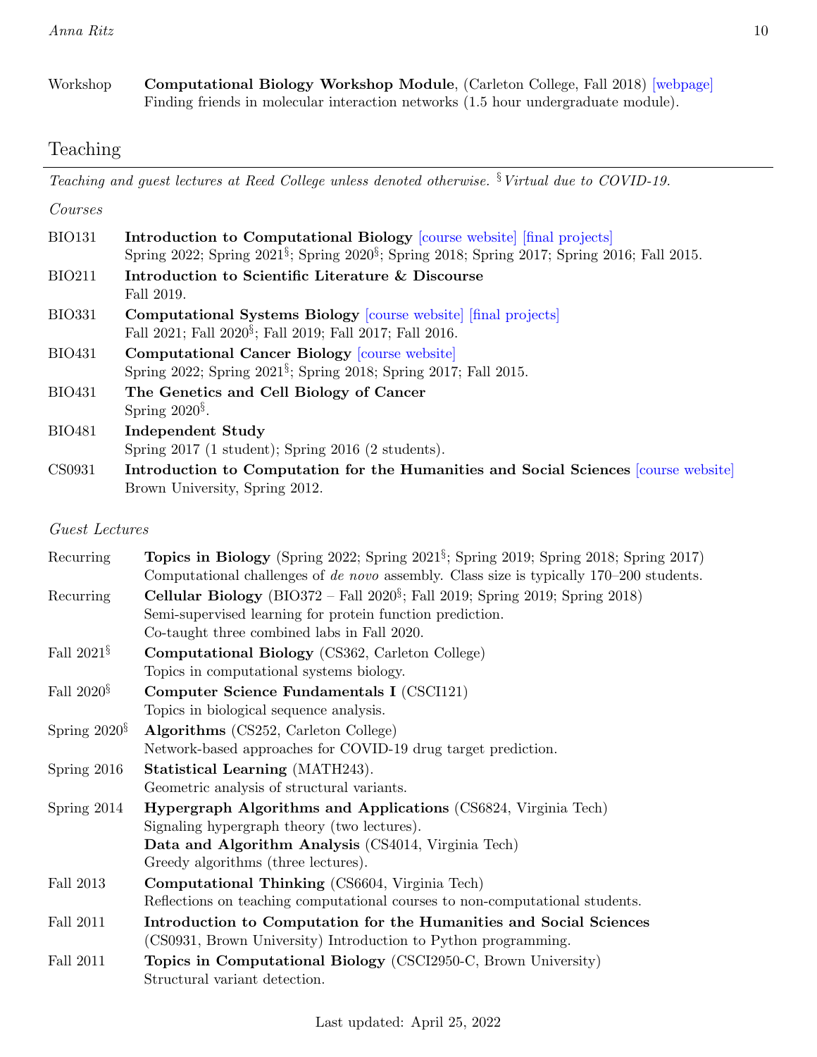Workshop **Computational Biology Workshop Module**, (Carleton College, Fall 2018) [webpage]
Finding friends in molecular interaction networks (1.5 hour undergraduate module).

## Teaching

*Teaching and guest lectures at Reed College unless denoted otherwise. § Virtual due to COVID-19.*

### *Courses*

BIO131 **Introduction to Computational Biology** [course website] [final projects]
Spring 2022; Spring 2021§; Spring 2020§; Spring 2018; Spring 2017; Spring 2016; Fall 2015.

BIO211 **Introduction to Scientific Literature & Discourse**
Fall 2019.

BIO331 **Computational Systems Biology** [course website] [final projects]
Fall 2021; Fall 2020§; Fall 2019; Fall 2017; Fall 2016.

BIO431 **Computational Cancer Biology** [course website]
Spring 2022; Spring 2021§; Spring 2018; Spring 2017; Fall 2015.

BIO431 **The Genetics and Cell Biology of Cancer**
Spring 2020§.

BIO481 **Independent Study**
Spring 2017 (1 student); Spring 2016 (2 students).

CS0931 **Introduction to Computation for the Humanities and Social Sciences** [course website]
Brown University, Spring 2012.

### *Guest Lectures*

Recurring **Topics in Biology** (Spring 2022; Spring 2021§; Spring 2019; Spring 2018; Spring 2017)
Computational challenges of *de novo* assembly. Class size is typically 170–200 students.

Recurring **Cellular Biology** (BIO372 – Fall 2020§; Fall 2019; Spring 2019; Spring 2018)
Semi-supervised learning for protein function prediction.
Co-taught three combined labs in Fall 2020.

Fall 2021§ **Computational Biology** (CS362, Carleton College)
Topics in computational systems biology.

Fall 2020§ **Computer Science Fundamentals I** (CSCI121)
Topics in biological sequence analysis.

Spring 2020§ **Algorithms** (CS252, Carleton College)
Network-based approaches for COVID-19 drug target prediction.

Spring 2016 **Statistical Learning** (MATH243).
Geometric analysis of structural variants.

Spring 2014 **Hypergraph Algorithms and Applications** (CS6824, Virginia Tech)
Signaling hypergraph theory (two lectures).
**Data and Algorithm Analysis** (CS4014, Virginia Tech)
Greedy algorithms (three lectures).

Fall 2013 **Computational Thinking** (CS6604, Virginia Tech)
Reflections on teaching computational courses to non-computational students.

Fall 2011 **Introduction to Computation for the Humanities and Social Sciences**
(CS0931, Brown University) Introduction to Python programming.

Fall 2011 **Topics in Computational Biology** (CSCI2950-C, Brown University)
Structural variant detection.

Last updated: April 25, 2022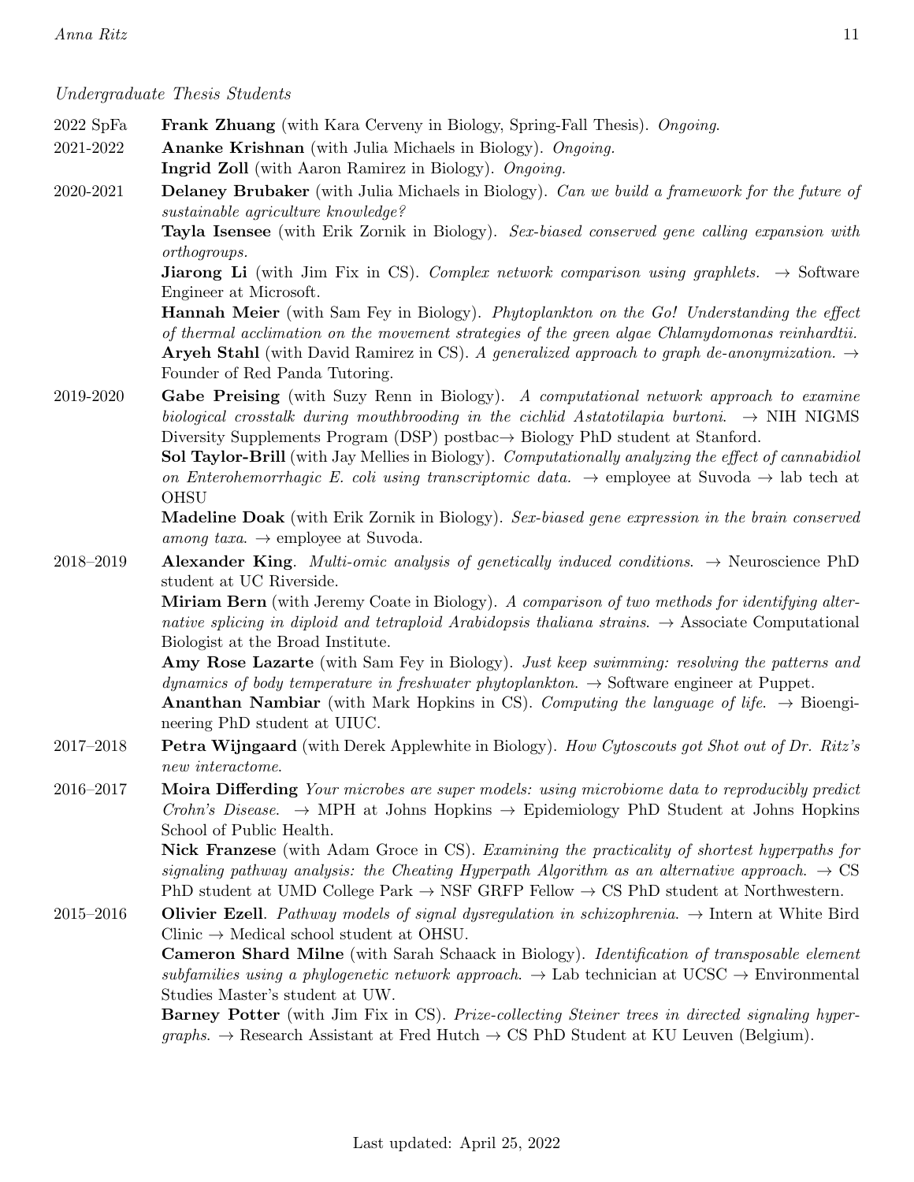*Undergraduate Thesis Students*

2022 SpFa **Frank Zhuang** (with Kara Cerveny in Biology, Spring-Fall Thesis). *Ongoing*.

2021-2022 **Ananke Krishnan** (with Julia Michaels in Biology). *Ongoing.*

**Ingrid Zoll** (with Aaron Ramirez in Biology). *Ongoing.*

2020-2021 **Delaney Brubaker** (with Julia Michaels in Biology). *Can we build a framework for the future of sustainable agriculture knowledge?*

**Tayla Isensee** (with Erik Zornik in Biology). *Sex-biased conserved gene calling expansion with orthogroups.*

**Jiarong Li** (with Jim Fix in CS). *Complex network comparison using graphlets.* → Software Engineer at Microsoft.

**Hannah Meier** (with Sam Fey in Biology). *Phytoplankton on the Go! Understanding the effect of thermal acclimation on the movement strategies of the green algae Chlamydomonas reinhardtii.*

**Aryeh Stahl** (with David Ramirez in CS). *A generalized approach to graph de-anonymization.* → Founder of Red Panda Tutoring.

2019-2020 **Gabe Preising** (with Suzy Renn in Biology). *A computational network approach to examine biological crosstalk during mouthbrooding in the cichlid Astatotilapia burtoni.* → NIH NIGMS Diversity Supplements Program (DSP) postbac→ Biology PhD student at Stanford.

**Sol Taylor-Brill** (with Jay Mellies in Biology). *Computationally analyzing the effect of cannabidiol on Enterohemorrhagic E. coli using transcriptomic data.* → employee at Suvoda → lab tech at OHSU

**Madeline Doak** (with Erik Zornik in Biology). *Sex-biased gene expression in the brain conserved among taxa*. → employee at Suvoda.

2018–2019 **Alexander King**. *Multi-omic analysis of genetically induced conditions*. → Neuroscience PhD student at UC Riverside.

**Miriam Bern** (with Jeremy Coate in Biology). *A comparison of two methods for identifying alternative splicing in diploid and tetraploid Arabidopsis thaliana strains*. → Associate Computational Biologist at the Broad Institute.

**Amy Rose Lazarte** (with Sam Fey in Biology). *Just keep swimming: resolving the patterns and dynamics of body temperature in freshwater phytoplankton*. → Software engineer at Puppet.

**Ananthan Nambiar** (with Mark Hopkins in CS). *Computing the language of life*. → Bioengineering PhD student at UIUC.

2017–2018 **Petra Wijngaard** (with Derek Applewhite in Biology). *How Cytoscouts got Shot out of Dr. Ritz's new interactome*.

2016–2017 **Moira Differding** *Your microbes are super models: using microbiome data to reproducibly predict Crohn's Disease*. → MPH at Johns Hopkins → Epidemiology PhD Student at Johns Hopkins School of Public Health.

**Nick Franzese** (with Adam Groce in CS). *Examining the practicality of shortest hyperpaths for signaling pathway analysis: the Cheating Hyperpath Algorithm as an alternative approach*. → CS PhD student at UMD College Park → NSF GRFP Fellow → CS PhD student at Northwestern.

2015–2016 **Olivier Ezell**. *Pathway models of signal dysregulation in schizophrenia*. → Intern at White Bird Clinic → Medical school student at OHSU.

**Cameron Shard Milne** (with Sarah Schaack in Biology). *Identification of transposable element subfamilies using a phylogenetic network approach*. → Lab technician at UCSC → Environmental Studies Master's student at UW.

**Barney Potter** (with Jim Fix in CS). *Prize-collecting Steiner trees in directed signaling hypergraphs*. → Research Assistant at Fred Hutch → CS PhD Student at KU Leuven (Belgium).

Last updated: April 25, 2022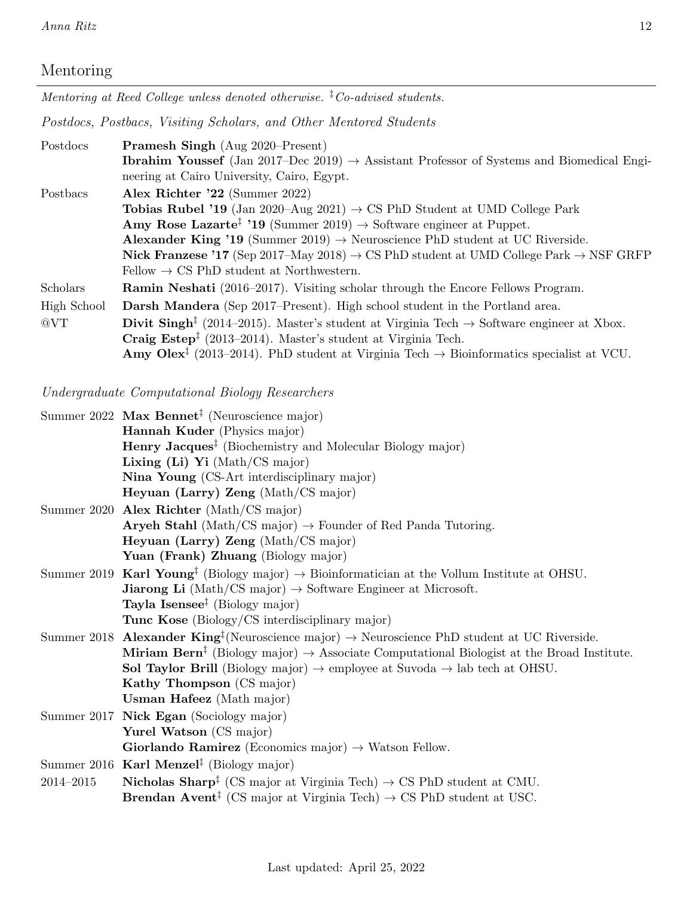## Mentoring

*Mentoring at Reed College unless denoted otherwise. ‡Co-advised students.*

*Postdocs, Postbacs, Visiting Scholars, and Other Mentored Students*

| | |
|---|---|
| Postdocs | **Pramesh Singh** (Aug 2020–Present)<br>**Ibrahim Youssef** (Jan 2017–Dec 2019) → Assistant Professor of Systems and Biomedical Engineering at Cairo University, Cairo, Egypt. |
| Postbacs | **Alex Richter '22** (Summer 2022)<br>**Tobias Rubel '19** (Jan 2020–Aug 2021) → CS PhD Student at UMD College Park<br>**Amy Rose Lazarte‡ '19** (Summer 2019) → Software engineer at Puppet.<br>**Alexander King '19** (Summer 2019) → Neuroscience PhD student at UC Riverside.<br>**Nick Franzese '17** (Sep 2017–May 2018) → CS PhD student at UMD College Park → NSF GRFP Fellow → CS PhD student at Northwestern. |
| Scholars | **Ramin Neshati** (2016–2017). Visiting scholar through the Encore Fellows Program. |
| High School | **Darsh Mandera** (Sep 2017–Present). High school student in the Portland area. |
| @VT | **Divit Singh‡** (2014–2015). Master's student at Virginia Tech → Software engineer at Xbox.<br>**Craig Estep‡** (2013–2014). Master's student at Virginia Tech.<br>**Amy Olex‡** (2013–2014). PhD student at Virginia Tech → Bioinformatics specialist at VCU. |

*Undergraduate Computational Biology Researchers*

| | |
|---|---|
| Summer 2022 | **Max Bennet‡** (Neuroscience major)<br>**Hannah Kuder** (Physics major)<br>**Henry Jacques‡** (Biochemistry and Molecular Biology major)<br>**Lixing (Li) Yi** (Math/CS major)<br>**Nina Young** (CS-Art interdisciplinary major)<br>**Heyuan (Larry) Zeng** (Math/CS major) |
| Summer 2020 | **Alex Richter** (Math/CS major)<br>**Aryeh Stahl** (Math/CS major) → Founder of Red Panda Tutoring.<br>**Heyuan (Larry) Zeng** (Math/CS major)<br>**Yuan (Frank) Zhuang** (Biology major) |
| Summer 2019 | **Karl Young‡** (Biology major) → Bioinformatician at the Vollum Institute at OHSU.<br>**Jiarong Li** (Math/CS major) → Software Engineer at Microsoft.<br>**Tayla Isensee‡** (Biology major)<br>**Tunc Kose** (Biology/CS interdisciplinary major) |
| Summer 2018 | **Alexander King‡**(Neuroscience major) → Neuroscience PhD student at UC Riverside.<br>**Miriam Bern‡** (Biology major) → Associate Computational Biologist at the Broad Institute.<br>**Sol Taylor Brill** (Biology major) → employee at Suvoda → lab tech at OHSU.<br>**Kathy Thompson** (CS major)<br>**Usman Hafeez** (Math major) |
| Summer 2017 | **Nick Egan** (Sociology major)<br>**Yurel Watson** (CS major)<br>**Giorlando Ramirez** (Economics major) → Watson Fellow. |
| Summer 2016 | **Karl Menzel‡** (Biology major) |
| 2014–2015 | **Nicholas Sharp‡** (CS major at Virginia Tech) → CS PhD student at CMU.<br>**Brendan Avent‡** (CS major at Virginia Tech) → CS PhD student at USC. |

Last updated: April 25, 2022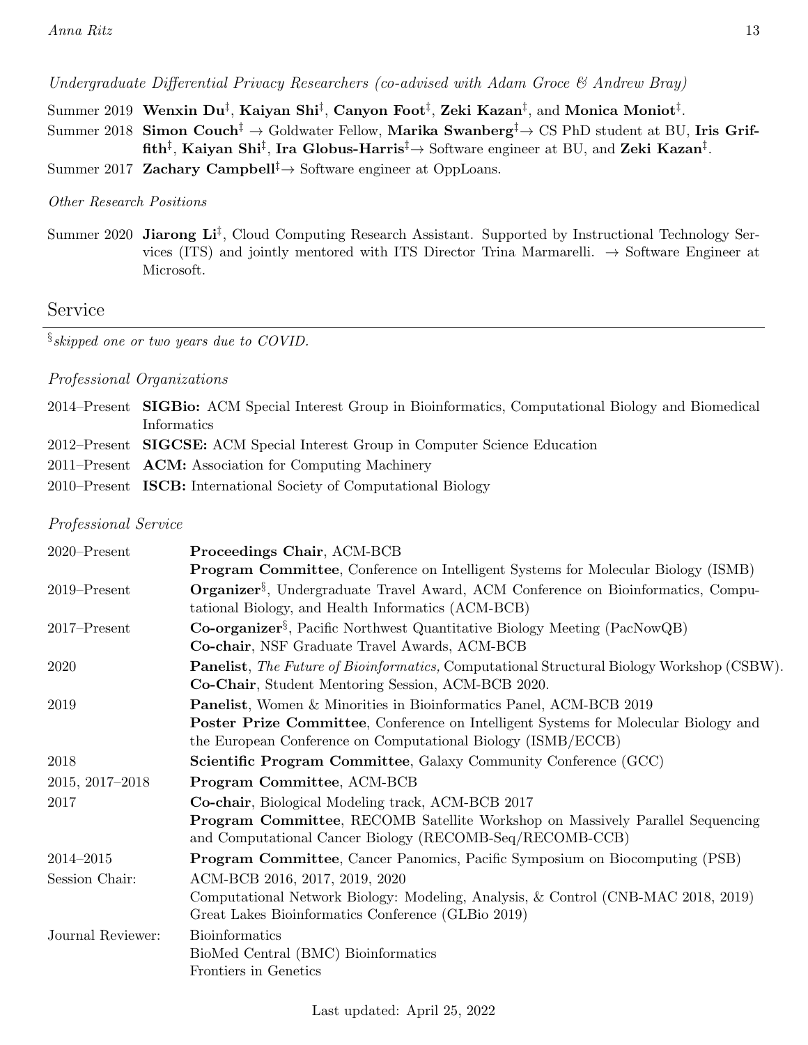*Undergraduate Differential Privacy Researchers (co-advised with Adam Groce & Andrew Bray)*

Summer 2019 **Wenxin Du**‡, **Kaiyan Shi**‡, **Canyon Foot**‡, **Zeki Kazan**‡, and **Monica Moniot**‡.

Summer 2018 **Simon Couch**‡ → Goldwater Fellow, **Marika Swanberg**‡→ CS PhD student at BU, **Iris Griffith**‡, **Kaiyan Shi**‡, **Ira Globus-Harris**‡→ Software engineer at BU, and **Zeki Kazan**‡.

Summer 2017 **Zachary Campbell**‡→ Software engineer at OppLoans.

*Other Research Positions*

Summer 2020 **Jiarong Li**‡, Cloud Computing Research Assistant. Supported by Instructional Technology Services (ITS) and jointly mentored with ITS Director Trina Marmarelli. → Software Engineer at Microsoft.

## Service

§*skipped one or two years due to COVID.*

*Professional Organizations*

2014–Present **SIGBio:** ACM Special Interest Group in Bioinformatics, Computational Biology and Biomedical Informatics

2012–Present **SIGCSE:** ACM Special Interest Group in Computer Science Education

2011–Present **ACM:** Association for Computing Machinery

2010–Present **ISCB:** International Society of Computational Biology

*Professional Service*

| | |
|---|---|
| 2020–Present | **Proceedings Chair**, ACM-BCB<br>**Program Committee**, Conference on Intelligent Systems for Molecular Biology (ISMB) |
| 2019–Present | **Organizer**§, Undergraduate Travel Award, ACM Conference on Bioinformatics, Computational Biology, and Health Informatics (ACM-BCB) |
| 2017–Present | **Co-organizer**§, Pacific Northwest Quantitative Biology Meeting (PacNowQB)<br>**Co-chair**, NSF Graduate Travel Awards, ACM-BCB |
| 2020 | **Panelist**, *The Future of Bioinformatics,* Computational Structural Biology Workshop (CSBW).<br>**Co-Chair**, Student Mentoring Session, ACM-BCB 2020. |
| 2019 | **Panelist**, Women & Minorities in Bioinformatics Panel, ACM-BCB 2019<br>**Poster Prize Committee**, Conference on Intelligent Systems for Molecular Biology and the European Conference on Computational Biology (ISMB/ECCB) |
| 2018 | **Scientific Program Committee**, Galaxy Community Conference (GCC) |
| 2015, 2017–2018 | **Program Committee**, ACM-BCB |
| 2017 | **Co-chair**, Biological Modeling track, ACM-BCB 2017<br>**Program Committee**, RECOMB Satellite Workshop on Massively Parallel Sequencing and Computational Cancer Biology (RECOMB-Seq/RECOMB-CCB) |
| 2014–2015 | **Program Committee**, Cancer Panomics, Pacific Symposium on Biocomputing (PSB) |
| Session Chair: | ACM-BCB 2016, 2017, 2019, 2020<br>Computational Network Biology: Modeling, Analysis, & Control (CNB-MAC 2018, 2019)<br>Great Lakes Bioinformatics Conference (GLBio 2019) |
| Journal Reviewer: | Bioinformatics<br>BioMed Central (BMC) Bioinformatics<br>Frontiers in Genetics |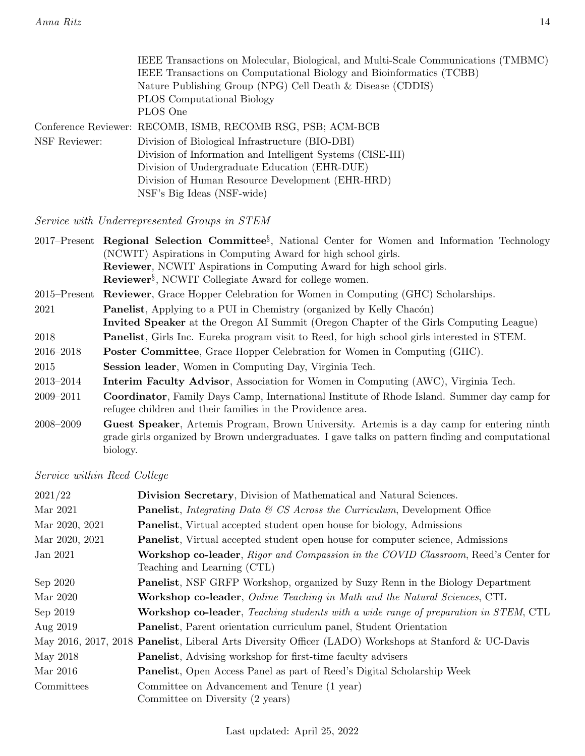| | |
|---|---|
| | IEEE Transactions on Molecular, Biological, and Multi-Scale Communications (TMBMC) |
| | IEEE Transactions on Computational Biology and Bioinformatics (TCBB) |
| | Nature Publishing Group (NPG) Cell Death & Disease (CDDIS) |
| | PLOS Computational Biology |
| | PLOS One |
| Conference Reviewer: | RECOMB, ISMB, RECOMB RSG, PSB; ACM-BCB |
| NSF Reviewer: | Division of Biological Infrastructure (BIO-DBI) |
| | Division of Information and Intelligent Systems (CISE-III) |
| | Division of Undergraduate Education (EHR-DUE) |
| | Division of Human Resource Development (EHR-HRD) |
| | NSF's Big Ideas (NSF-wide) |

*Service with Underrepresented Groups in STEM*

| | |
|---|---|
| 2017–Present | **Regional Selection Committee**[§], National Center for Women and Information Technology (NCWIT) Aspirations in Computing Award for high school girls. |
| | **Reviewer**, NCWIT Aspirations in Computing Award for high school girls. |
| | **Reviewer**[§], NCWIT Collegiate Award for college women. |
| 2015–Present | **Reviewer**, Grace Hopper Celebration for Women in Computing (GHC) Scholarships. |
| 2021 | **Panelist**, Applying to a PUI in Chemistry (organized by Kelly Chacón) |
| | **Invited Speaker** at the Oregon AI Summit (Oregon Chapter of the Girls Computing League) |
| 2018 | **Panelist**, Girls Inc. Eureka program visit to Reed, for high school girls interested in STEM. |
| 2016–2018 | **Poster Committee**, Grace Hopper Celebration for Women in Computing (GHC). |
| 2015 | **Session leader**, Women in Computing Day, Virginia Tech. |
| 2013–2014 | **Interim Faculty Advisor**, Association for Women in Computing (AWC), Virginia Tech. |
| 2009–2011 | **Coordinator**, Family Days Camp, International Institute of Rhode Island. Summer day camp for refugee children and their families in the Providence area. |
| 2008–2009 | **Guest Speaker**, Artemis Program, Brown University. Artemis is a day camp for entering ninth grade girls organized by Brown undergraduates. I gave talks on pattern finding and computational biology. |

*Service within Reed College*

| | |
|---|---|
| 2021/22 | **Division Secretary**, Division of Mathematical and Natural Sciences. |
| Mar 2021 | **Panelist**, *Integrating Data & CS Across the Curriculum*, Development Office |
| Mar 2020, 2021 | **Panelist**, Virtual accepted student open house for biology, Admissions |
| Mar 2020, 2021 | **Panelist**, Virtual accepted student open house for computer science, Admissions |
| Jan 2021 | **Workshop co-leader**, *Rigor and Compassion in the COVID Classroom*, Reed's Center for Teaching and Learning (CTL) |
| Sep 2020 | **Panelist**, NSF GRFP Workshop, organized by Suzy Renn in the Biology Department |
| Mar 2020 | **Workshop co-leader**, *Online Teaching in Math and the Natural Sciences*, CTL |
| Sep 2019 | **Workshop co-leader**, *Teaching students with a wide range of preparation in STEM*, CTL |
| Aug 2019 | **Panelist**, Parent orientation curriculum panel, Student Orientation |
| May 2016, 2017, 2018 | **Panelist**, Liberal Arts Diversity Officer (LADO) Workshops at Stanford & UC-Davis |
| May 2018 | **Panelist**, Advising workshop for first-time faculty advisers |
| Mar 2016 | **Panelist**, Open Access Panel as part of Reed's Digital Scholarship Week |
| Committees | Committee on Advancement and Tenure (1 year) |
| | Committee on Diversity (2 years) |

Last updated: April 25, 2022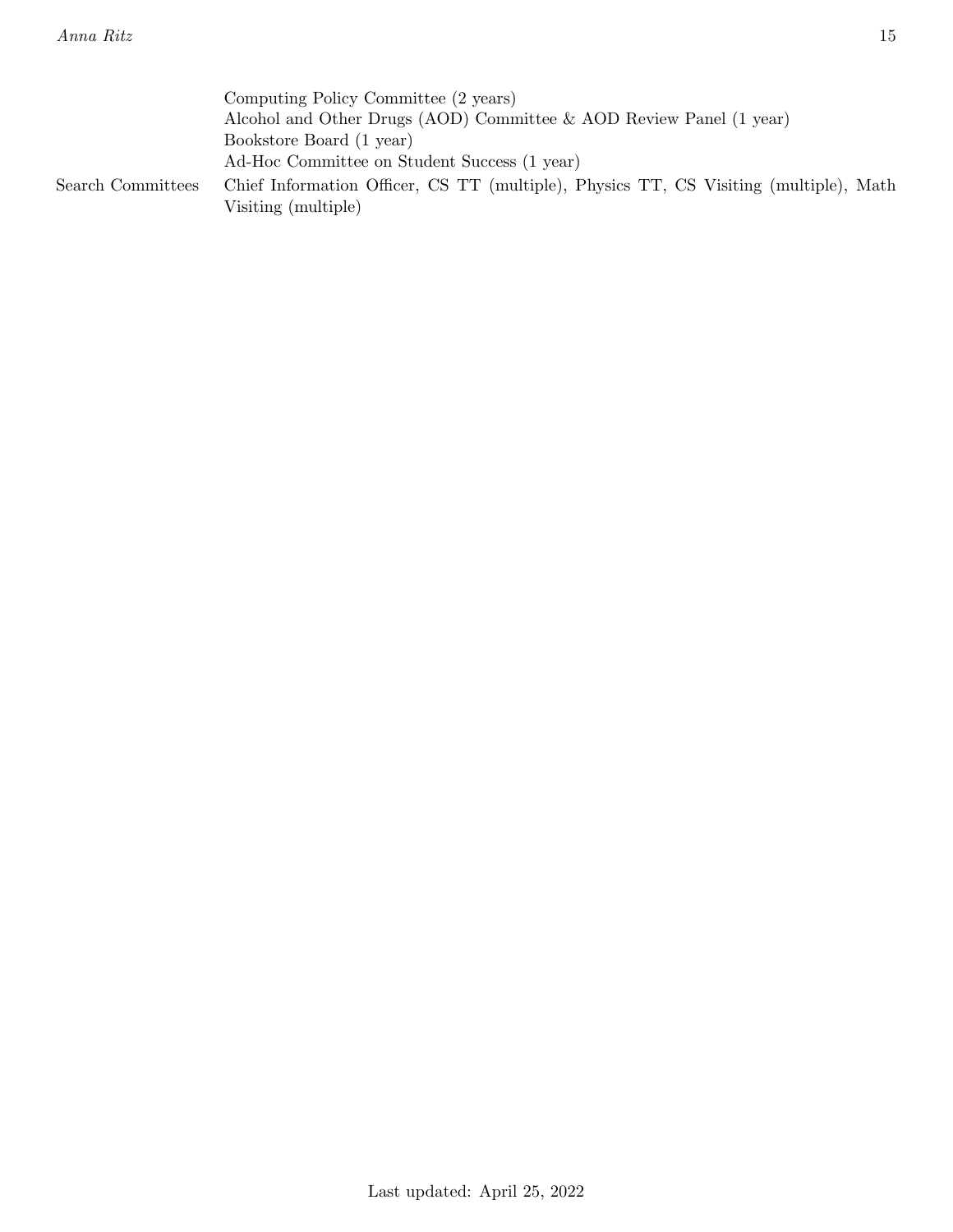| | |
|---|---|
| | Computing Policy Committee (2 years) |
| | Alcohol and Other Drugs (AOD) Committee & AOD Review Panel (1 year) |
| | Bookstore Board (1 year) |
| | Ad-Hoc Committee on Student Success (1 year) |
| Search Committees | Chief Information Officer, CS TT (multiple), Physics TT, CS Visiting (multiple), Math Visiting (multiple) |

Last updated: April 25, 2022